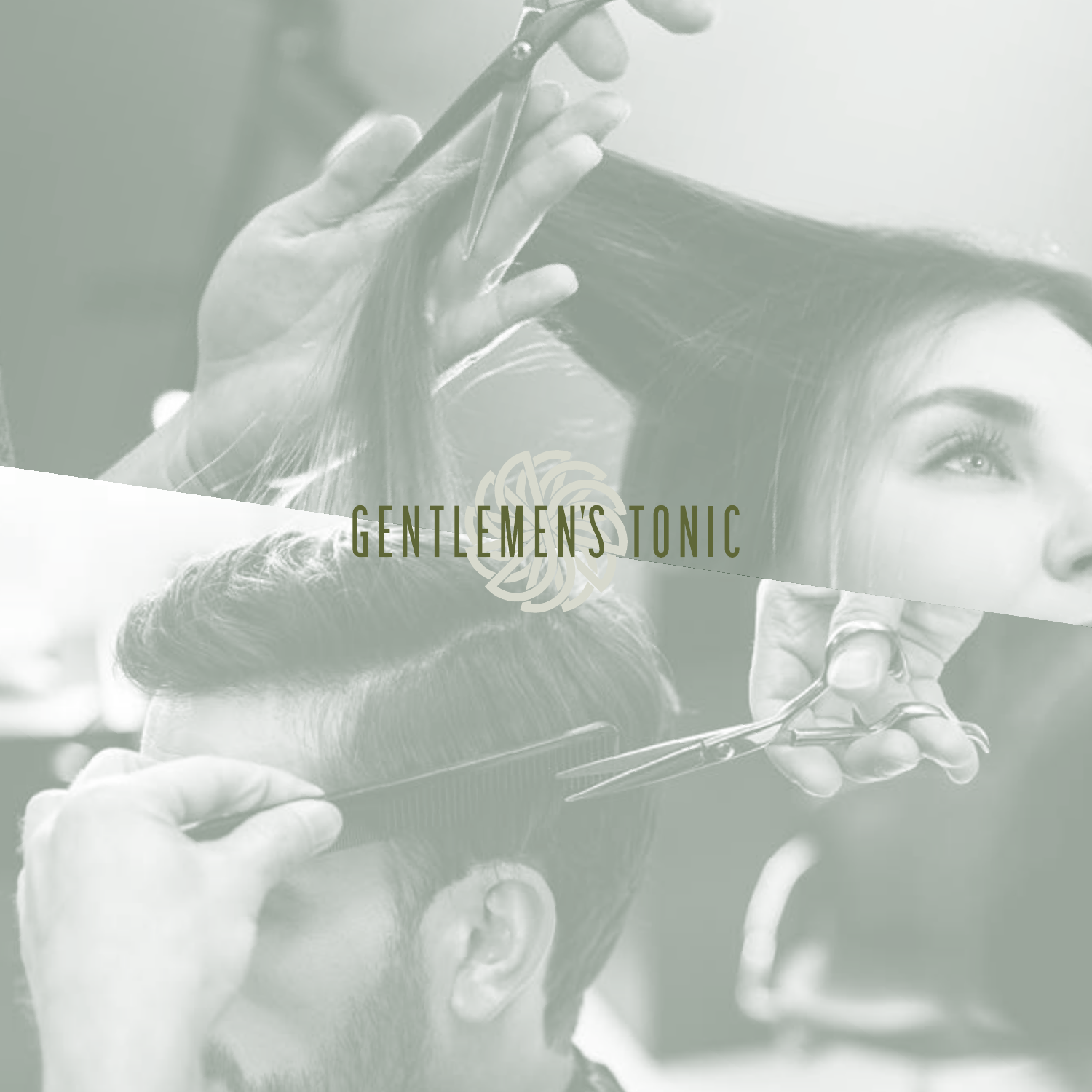# GENTLEMEN'S TONIC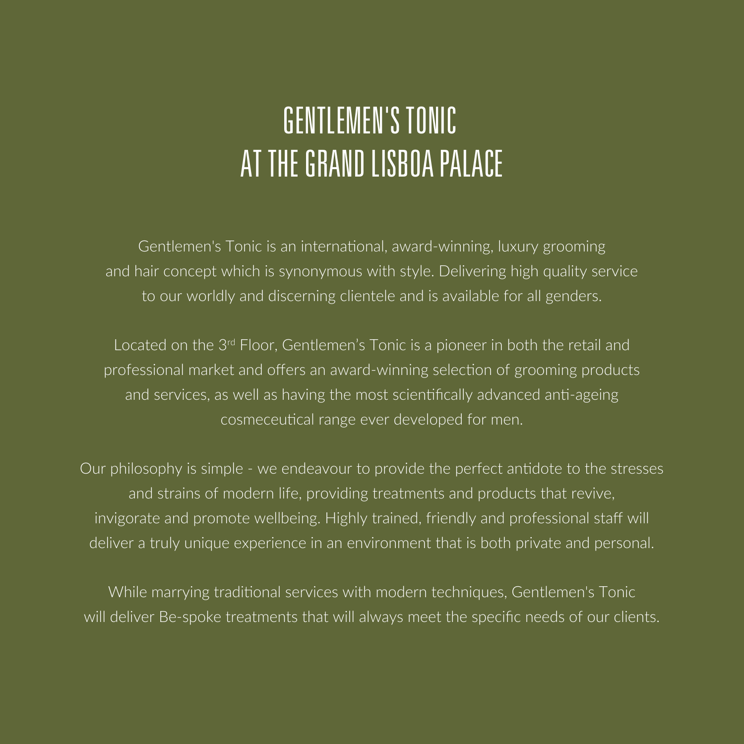# GENTLEMEN'S TONIC
# AT THE GRAND LISBOA PALACE

Gentlemen's Tonic is an international, award-winning, luxury grooming and hair concept which is synonymous with style. Delivering high quality service to our worldly and discerning clientele and is available for all genders.

Located on the 3rd Floor, Gentlemen's Tonic is a pioneer in both the retail and professional market and offers an award-winning selection of grooming products and services, as well as having the most scientifically advanced anti-ageing cosmeceutical range ever developed for men.

Our philosophy is simple - we endeavour to provide the perfect antidote to the stresses and strains of modern life, providing treatments and products that revive, invigorate and promote wellbeing. Highly trained, friendly and professional staff will deliver a truly unique experience in an environment that is both private and personal.

While marrying traditional services with modern techniques, Gentlemen's Tonic will deliver Be-spoke treatments that will always meet the specific needs of our clients.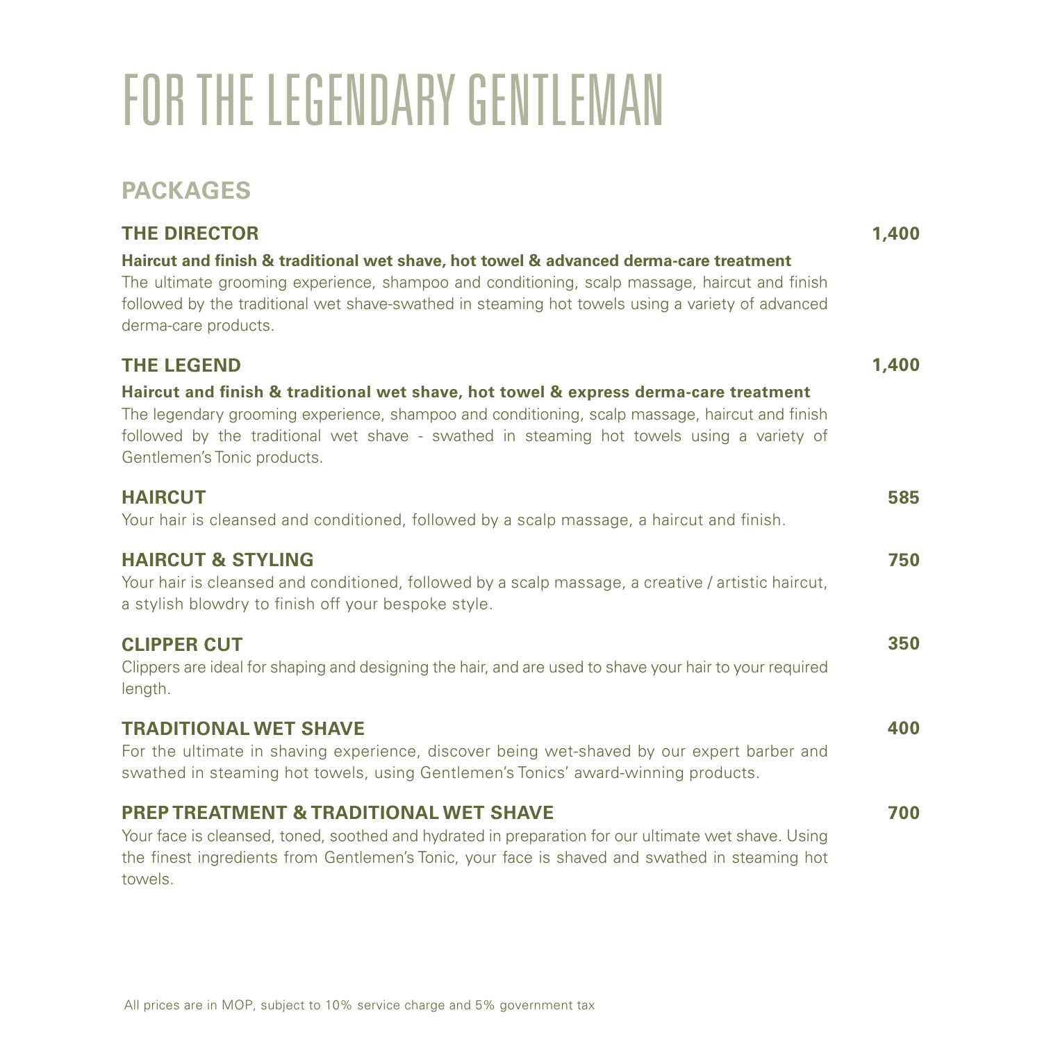# FOR THE LEGENDARY GENTLEMAN

## PACKAGES

### THE DIRECTOR — 1,400

**Haircut and finish & traditional wet shave, hot towel & advanced derma-care treatment**

The ultimate grooming experience, shampoo and conditioning, scalp massage, haircut and finish followed by the traditional wet shave-swathed in steaming hot towels using a variety of advanced derma-care products.

### THE LEGEND — 1,400

**Haircut and finish & traditional wet shave, hot towel & express derma-care treatment**

The legendary grooming experience, shampoo and conditioning, scalp massage, haircut and finish followed by the traditional wet shave - swathed in steaming hot towels using a variety of Gentlemen's Tonic products.

### HAIRCUT — 585

Your hair is cleansed and conditioned, followed by a scalp massage, a haircut and finish.

### HAIRCUT & STYLING — 750

Your hair is cleansed and conditioned, followed by a scalp massage, a creative / artistic haircut, a stylish blowdry to finish off your bespoke style.

### CLIPPER CUT — 350

Clippers are ideal for shaping and designing the hair, and are used to shave your hair to your required length.

### TRADITIONAL WET SHAVE — 400

For the ultimate in shaving experience, discover being wet-shaved by our expert barber and swathed in steaming hot towels, using Gentlemen's Tonics' award-winning products.

### PREP TREATMENT & TRADITIONAL WET SHAVE — 700

Your face is cleansed, toned, soothed and hydrated in preparation for our ultimate wet shave. Using the finest ingredients from Gentlemen's Tonic, your face is shaved and swathed in steaming hot towels.

All prices are in MOP, subject to 10% service charge and 5% government tax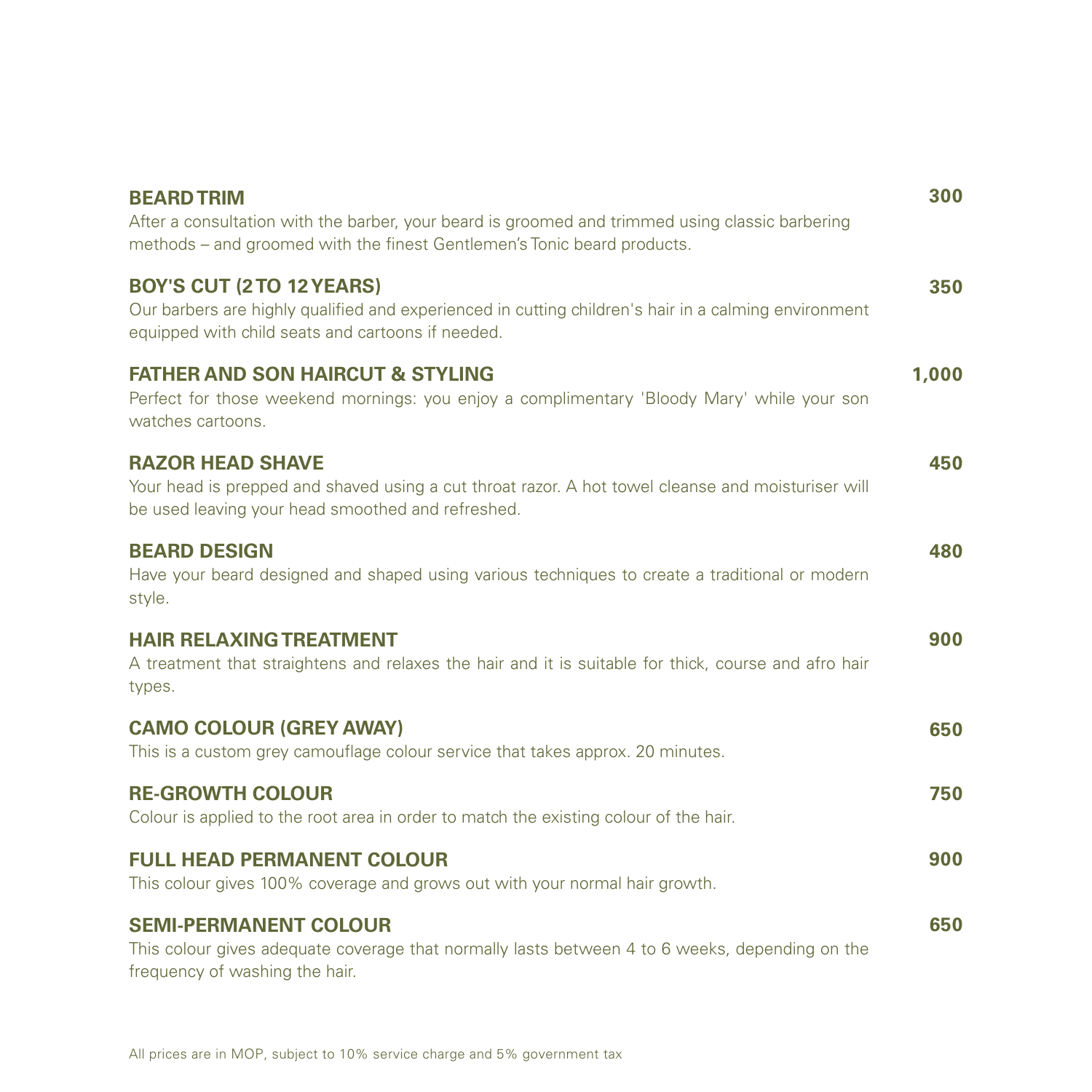**BEARD TRIM** 300

After a consultation with the barber, your beard is groomed and trimmed using classic barbering methods – and groomed with the finest Gentlemen's Tonic beard products.

**BOY'S CUT (2 TO 12 YEARS)** 350

Our barbers are highly qualified and experienced in cutting children's hair in a calming environment equipped with child seats and cartoons if needed.

**FATHER AND SON HAIRCUT & STYLING** 1,000

Perfect for those weekend mornings: you enjoy a complimentary 'Bloody Mary' while your son watches cartoons.

**RAZOR HEAD SHAVE** 450

Your head is prepped and shaved using a cut throat razor. A hot towel cleanse and moisturiser will be used leaving your head smoothed and refreshed.

**BEARD DESIGN** 480

Have your beard designed and shaped using various techniques to create a traditional or modern style.

**HAIR RELAXING TREATMENT** 900

A treatment that straightens and relaxes the hair and it is suitable for thick, course and afro hair types.

**CAMO COLOUR (GREY AWAY)** 650

This is a custom grey camouflage colour service that takes approx. 20 minutes.

**RE-GROWTH COLOUR** 750

Colour is applied to the root area in order to match the existing colour of the hair.

**FULL HEAD PERMANENT COLOUR** 900

This colour gives 100% coverage and grows out with your normal hair growth.

**SEMI-PERMANENT COLOUR** 650

This colour gives adequate coverage that normally lasts between 4 to 6 weeks, depending on the frequency of washing the hair.

All prices are in MOP, subject to 10% service charge and 5% government tax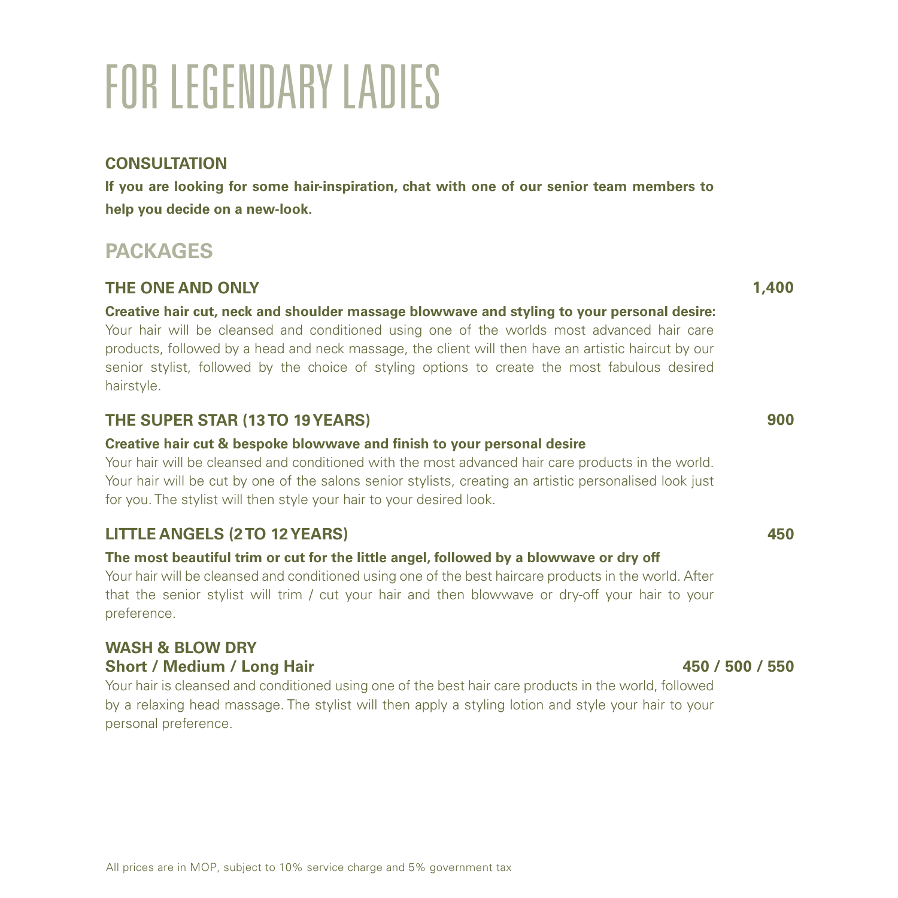# FOR LEGENDARY LADIES

### CONSULTATION

**If you are looking for some hair-inspiration, chat with one of our senior team members to help you decide on a new-look.**

## PACKAGES

### THE ONE AND ONLY — 1,400

**Creative hair cut, neck and shoulder massage blowwave and styling to your personal desire:**
Your hair will be cleansed and conditioned using one of the worlds most advanced hair care products, followed by a head and neck massage, the client will then have an artistic haircut by our senior stylist, followed by the choice of styling options to create the most fabulous desired hairstyle.

### THE SUPER STAR (13 TO 19 YEARS) — 900

**Creative hair cut & bespoke blowwave and finish to your personal desire**
Your hair will be cleansed and conditioned with the most advanced hair care products in the world. Your hair will be cut by one of the salons senior stylists, creating an artistic personalised look just for you. The stylist will then style your hair to your desired look.

### LITTLE ANGELS (2 TO 12 YEARS) — 450

**The most beautiful trim or cut for the little angel, followed by a blowwave or dry off**
Your hair will be cleansed and conditioned using one of the best haircare products in the world. After that the senior stylist will trim / cut your hair and then blowwave or dry-off your hair to your preference.

### WASH & BLOW DRY
**Short / Medium / Long Hair — 450 / 500 / 550**

Your hair is cleansed and conditioned using one of the best hair care products in the world, followed by a relaxing head massage. The stylist will then apply a styling lotion and style your hair to your personal preference.

All prices are in MOP, subject to 10% service charge and 5% government tax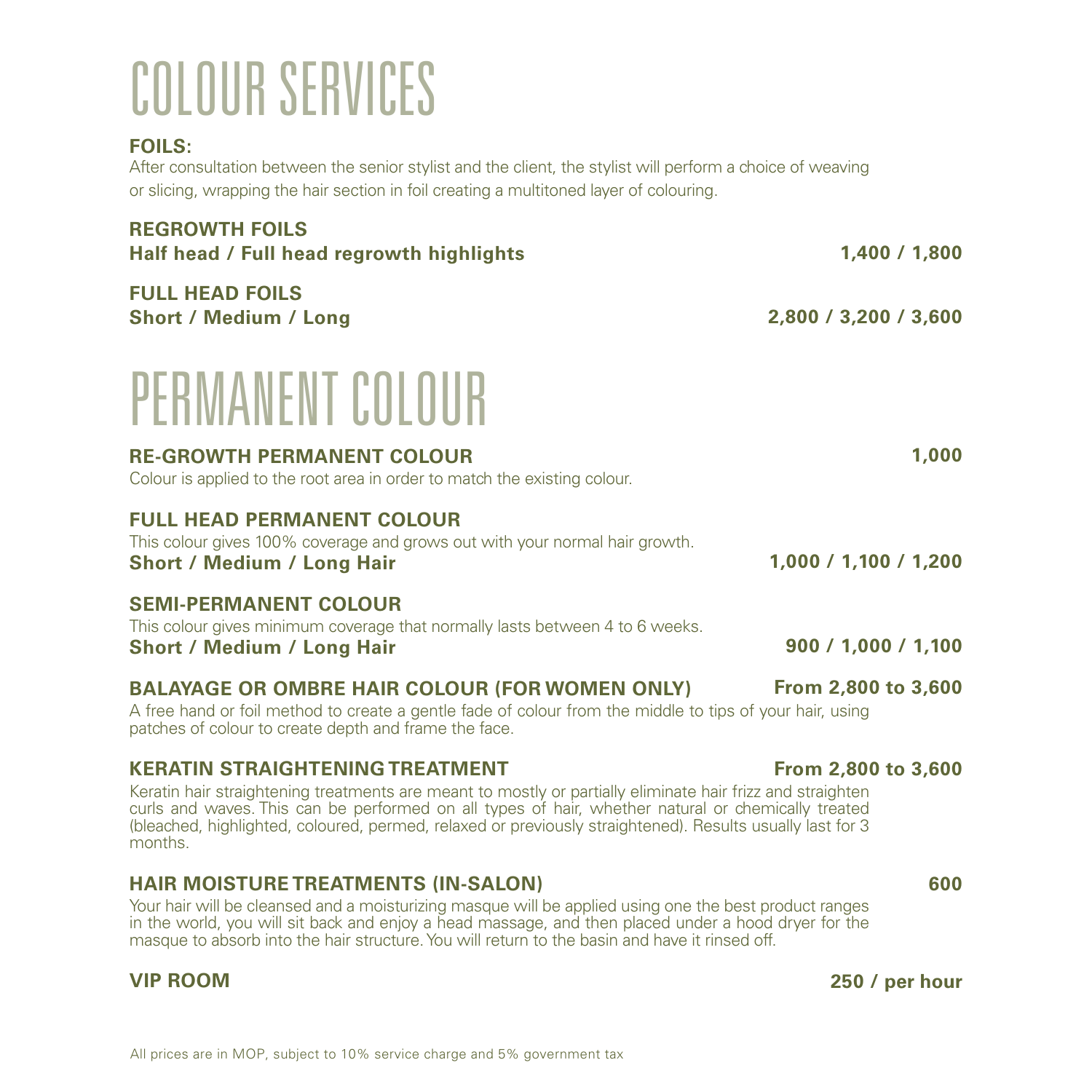# COLOUR SERVICES

**FOILS:**

After consultation between the senior stylist and the client, the stylist will perform a choice of weaving or slicing, wrapping the hair section in foil creating a multitoned layer of colouring.

**REGROWTH FOILS**

**Half head / Full head regrowth highlights** **1,400 / 1,800**

**FULL HEAD FOILS**

**Short / Medium / Long** **2,800 / 3,200 / 3,600**

# PERMANENT COLOUR

**RE-GROWTH PERMANENT COLOUR** **1,000**

Colour is applied to the root area in order to match the existing colour.

**FULL HEAD PERMANENT COLOUR**

This colour gives 100% coverage and grows out with your normal hair growth.

**Short / Medium / Long Hair** **1,000 / 1,100 / 1,200**

**SEMI-PERMANENT COLOUR**

This colour gives minimum coverage that normally lasts between 4 to 6 weeks.

**Short / Medium / Long Hair** **900 / 1,000 / 1,100**

**BALAYAGE OR OMBRE HAIR COLOUR (FOR WOMEN ONLY)** **From 2,800 to 3,600**

A free hand or foil method to create a gentle fade of colour from the middle to tips of your hair, using patches of colour to create depth and frame the face.

**KERATIN STRAIGHTENING TREATMENT** **From 2,800 to 3,600**

Keratin hair straightening treatments are meant to mostly or partially eliminate hair frizz and straighten curls and waves. This can be performed on all types of hair, whether natural or chemically treated (bleached, highlighted, coloured, permed, relaxed or previously straightened). Results usually last for 3 months.

**HAIR MOISTURE TREATMENTS (IN-SALON)** **600**

Your hair will be cleansed and a moisturizing masque will be applied using one the best product ranges in the world, you will sit back and enjoy a head massage, and then placed under a hood dryer for the masque to absorb into the hair structure. You will return to the basin and have it rinsed off.

**VIP ROOM** **250 / per hour**

All prices are in MOP, subject to 10% service charge and 5% government tax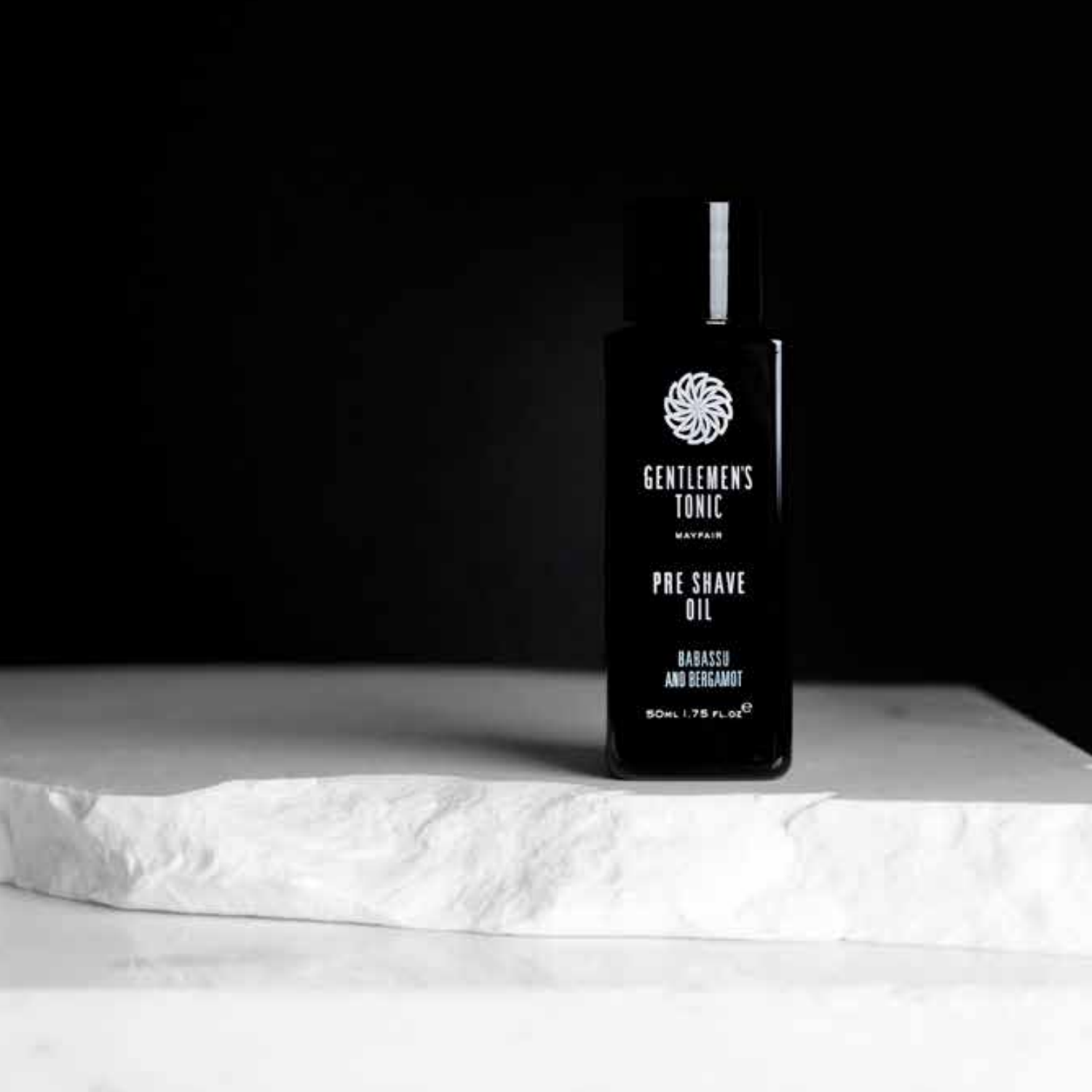GENTLEMEN'S TONIC

MAYFAIR

PRE SHAVE OIL

BABASSU AND BERGAMOT

50ML 1.75 FL.OZ ℮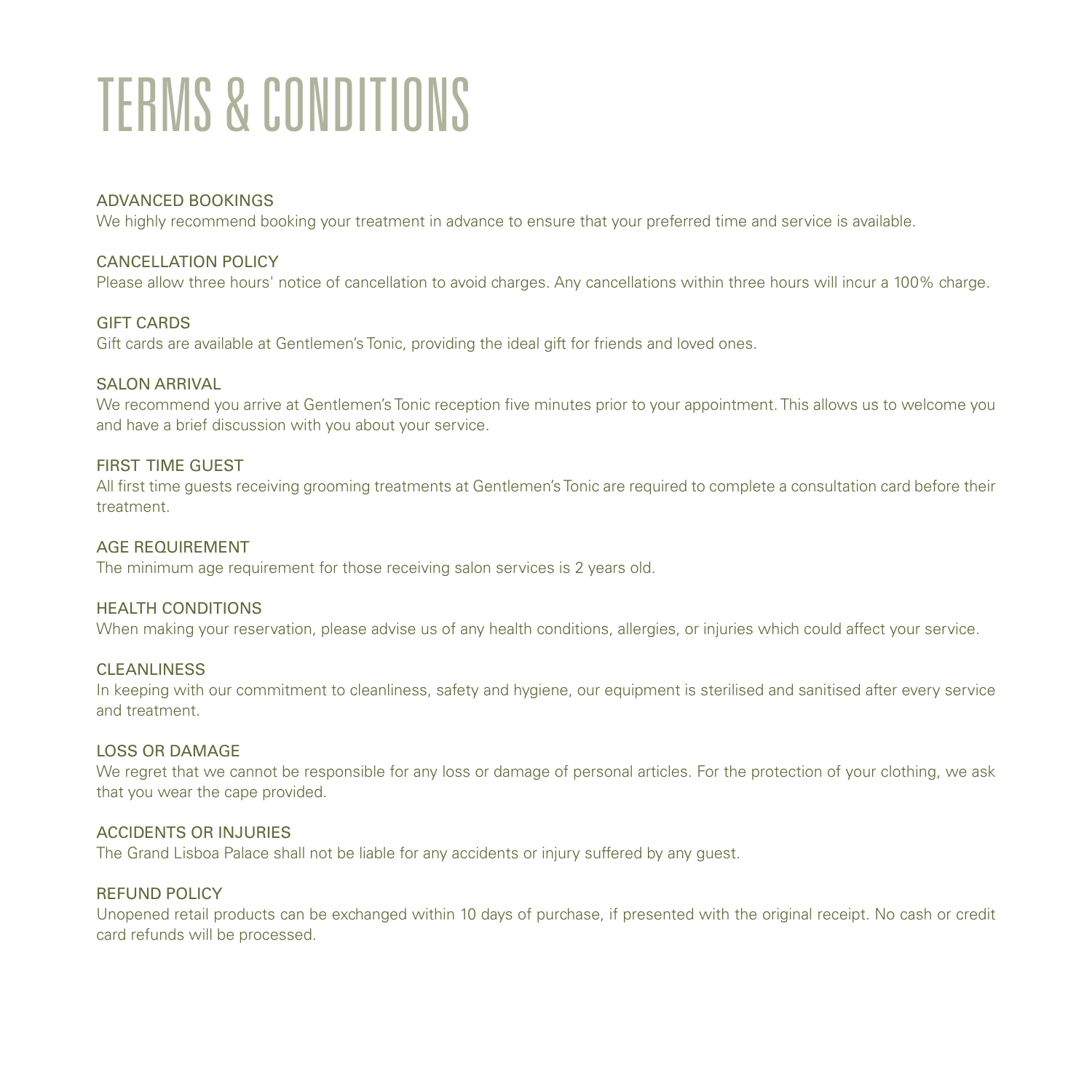# TERMS & CONDITIONS

## ADVANCED BOOKINGS

We highly recommend booking your treatment in advance to ensure that your preferred time and service is available.

## CANCELLATION POLICY

Please allow three hours' notice of cancellation to avoid charges. Any cancellations within three hours will incur a 100% charge.

## GIFT CARDS

Gift cards are available at Gentlemen's Tonic, providing the ideal gift for friends and loved ones.

## SALON ARRIVAL

We recommend you arrive at Gentlemen's Tonic reception five minutes prior to your appointment. This allows us to welcome you and have a brief discussion with you about your service.

## FIRST TIME GUEST

All first time guests receiving grooming treatments at Gentlemen's Tonic are required to complete a consultation card before their treatment.

## AGE REQUIREMENT

The minimum age requirement for those receiving salon services is 2 years old.

## HEALTH CONDITIONS

When making your reservation, please advise us of any health conditions, allergies, or injuries which could affect your service.

## CLEANLINESS

In keeping with our commitment to cleanliness, safety and hygiene, our equipment is sterilised and sanitised after every service and treatment.

## LOSS OR DAMAGE

We regret that we cannot be responsible for any loss or damage of personal articles. For the protection of your clothing, we ask that you wear the cape provided.

## ACCIDENTS OR INJURIES

The Grand Lisboa Palace shall not be liable for any accidents or injury suffered by any guest.

## REFUND POLICY

Unopened retail products can be exchanged within 10 days of purchase, if presented with the original receipt. No cash or credit card refunds will be processed.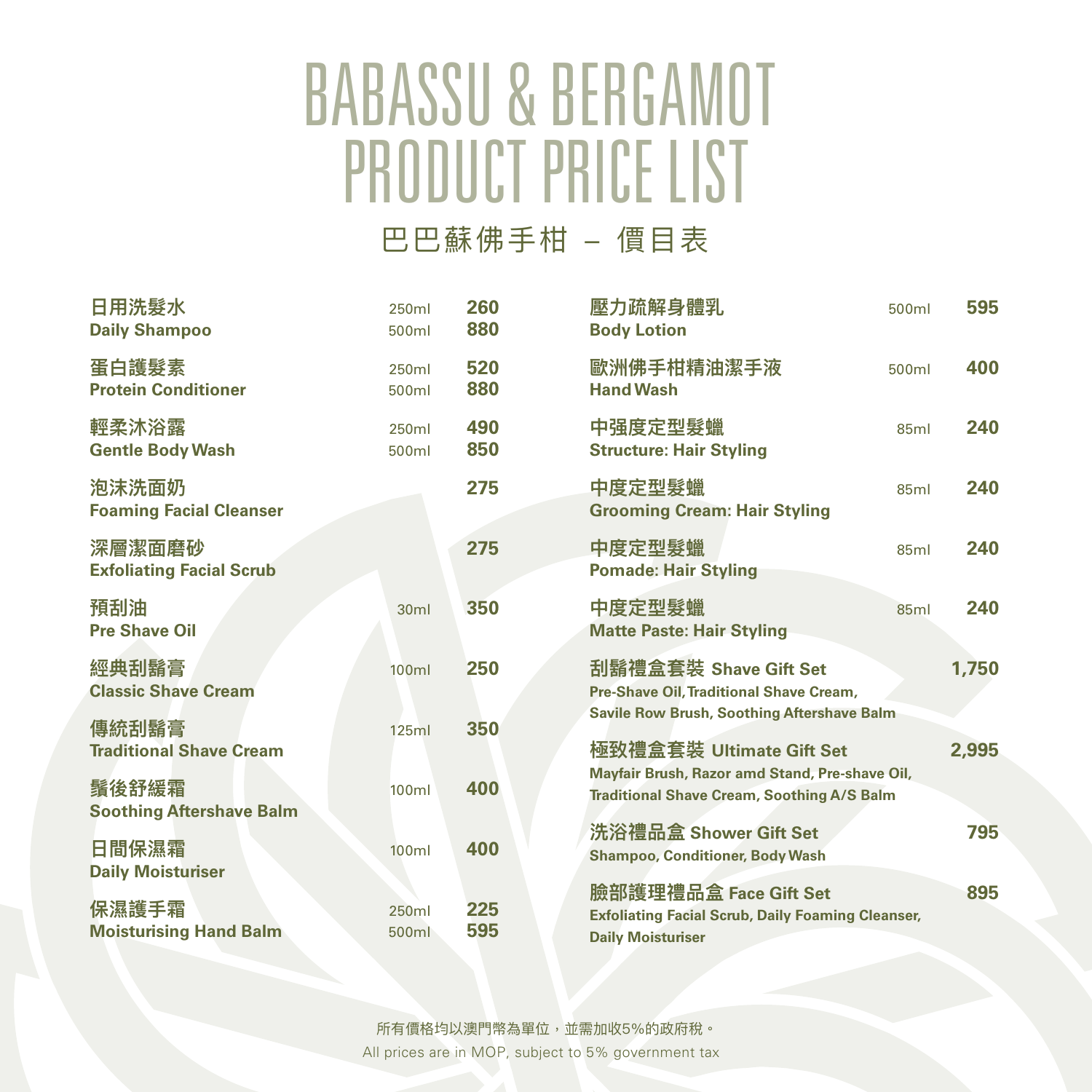# BABASSU & BERGAMOT PRODUCT PRICE LIST

## 巴巴蘇佛手柑 – 價目表

| Product | Size | Price |
|---|---|---|
| **日用洗髮水**<br>**Daily Shampoo** | 250ml<br>500ml | **260**<br>**880** |
| **蛋白護髮素**<br>**Protein Conditioner** | 250ml<br>500ml | **520**<br>**880** |
| **輕柔沐浴露**<br>**Gentle Body Wash** | 250ml<br>500ml | **490**<br>**850** |
| **泡沫洗面奶**<br>**Foaming Facial Cleanser** | | **275** |
| **深層潔面磨砂**<br>**Exfoliating Facial Scrub** | | **275** |
| **預刮油**<br>**Pre Shave Oil** | 30ml | **350** |
| **經典刮鬍膏**<br>**Classic Shave Cream** | 100ml | **250** |
| **傳統刮鬍膏**<br>**Traditional Shave Cream** | 125ml | **350** |
| **鬚後舒緩霜**<br>**Soothing Aftershave Balm** | 100ml | **400** |
| **日間保濕霜**<br>**Daily Moisturiser** | 100ml | **400** |
| **保濕護手霜**<br>**Moisturising Hand Balm** | 250ml<br>500ml | **225**<br>**595** |
| **壓力疏解身體乳**<br>**Body Lotion** | 500ml | **595** |
| **歐洲佛手柑精油潔手液**<br>**Hand Wash** | 500ml | **400** |
| **中强度定型髮蠟**<br>**Structure: Hair Styling** | 85ml | **240** |
| **中度定型髮蠟**<br>**Grooming Cream: Hair Styling** | 85ml | **240** |
| **中度定型髮蠟**<br>**Pomade: Hair Styling** | 85ml | **240** |
| **中度定型髮蠟**<br>**Matte Paste: Hair Styling** | 85ml | **240** |
| **刮鬍禮盒套裝 Shave Gift Set**<br>**Pre-Shave Oil, Traditional Shave Cream, Savile Row Brush, Soothing Aftershave Balm** | | **1,750** |
| **極致禮盒套裝 Ultimate Gift Set**<br>**Mayfair Brush, Razor amd Stand, Pre-shave Oil, Traditional Shave Cream, Soothing A/S Balm** | | **2,995** |
| **洗浴禮品盒 Shower Gift Set**<br>**Shampoo, Conditioner, Body Wash** | | **795** |
| **臉部護理禮品盒 Face Gift Set**<br>**Exfoliating Facial Scrub, Daily Foaming Cleanser, Daily Moisturiser** | | **895** |

所有價格均以澳門幣為單位，並需加收5%的政府稅。

All prices are in MOP, subject to 5% government tax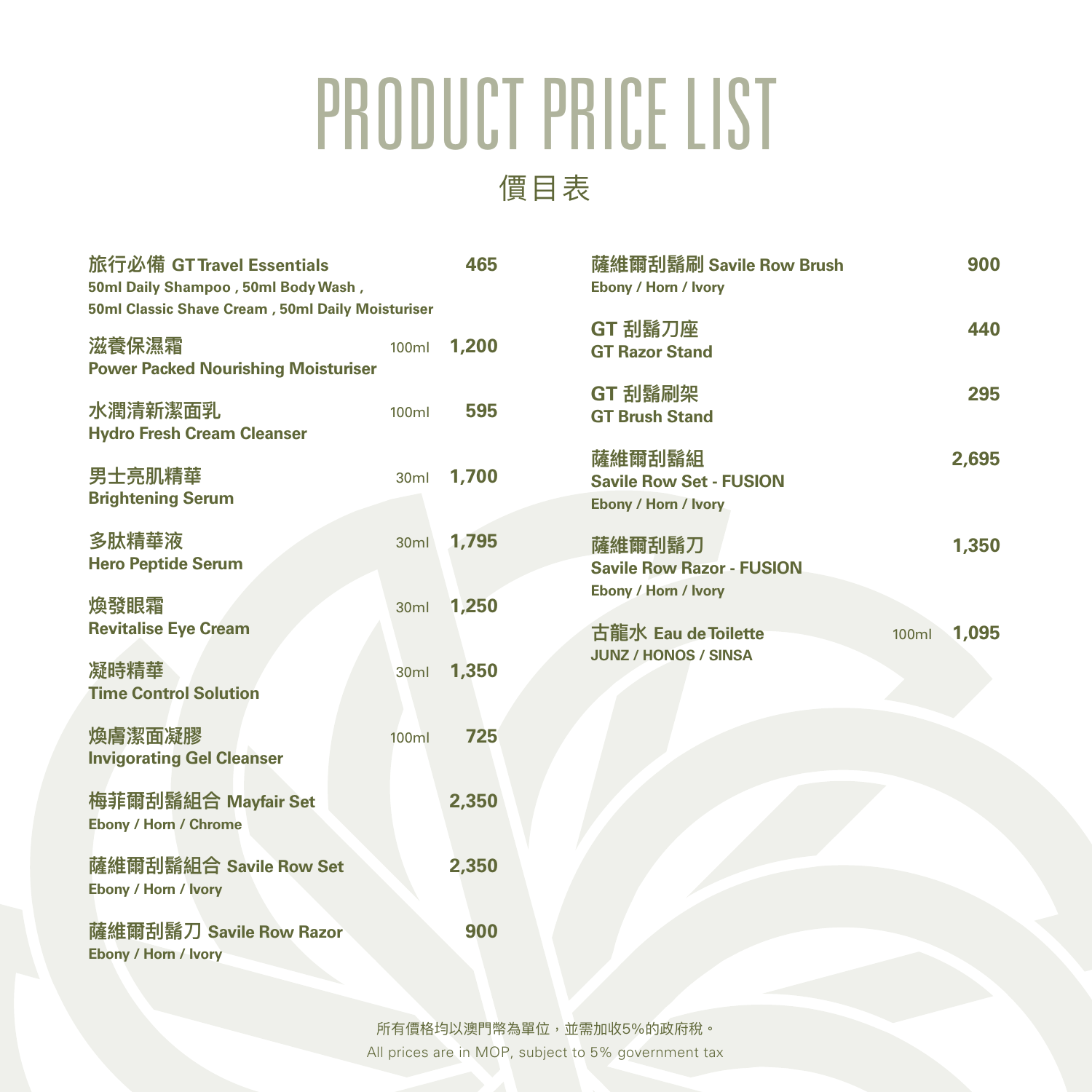# PRODUCT PRICE LIST

## 價目表

| Product | Size | Price |
|---|---|---|
| **旅行必備 GT Travel Essentials**<br>50ml Daily Shampoo , 50ml Body Wash ,<br>50ml Classic Shave Cream , 50ml Daily Moisturiser | | 465 |
| **滋養保濕霜**<br>**Power Packed Nourishing Moisturiser** | 100ml | 1,200 |
| **水潤清新潔面乳**<br>**Hydro Fresh Cream Cleanser** | 100ml | 595 |
| **男士亮肌精華**<br>**Brightening Serum** | 30ml | 1,700 |
| **多肽精華液**<br>**Hero Peptide Serum** | 30ml | 1,795 |
| **煥發眼霜**<br>**Revitalise Eye Cream** | 30ml | 1,250 |
| **凝時精華**<br>**Time Control Solution** | 30ml | 1,350 |
| **煥膚潔面凝膠**<br>**Invigorating Gel Cleanser** | 100ml | 725 |
| **梅菲爾刮鬍組合 Mayfair Set**<br>Ebony / Horn / Chrome | | 2,350 |
| **薩維爾刮鬍組合 Savile Row Set**<br>Ebony / Horn / Ivory | | 2,350 |
| **薩維爾刮鬍刀 Savile Row Razor**<br>Ebony / Horn / Ivory | | 900 |
| **薩維爾刮鬍刷 Savile Row Brush**<br>Ebony / Horn / Ivory | | 900 |
| **GT 刮鬍刀座**<br>**GT Razor Stand** | | 440 |
| **GT 刮鬍刷架**<br>**GT Brush Stand** | | 295 |
| **薩維爾刮鬍組**<br>**Savile Row Set - FUSION**<br>Ebony / Horn / Ivory | | 2,695 |
| **薩維爾刮鬍刀**<br>**Savile Row Razor - FUSION**<br>Ebony / Horn / Ivory | | 1,350 |
| **古龍水 Eau de Toilette**<br>JUNZ / HONOS / SINSA | 100ml | 1,095 |

所有價格均以澳門幣為單位，並需加收5%的政府稅。

All prices are in MOP, subject to 5% government tax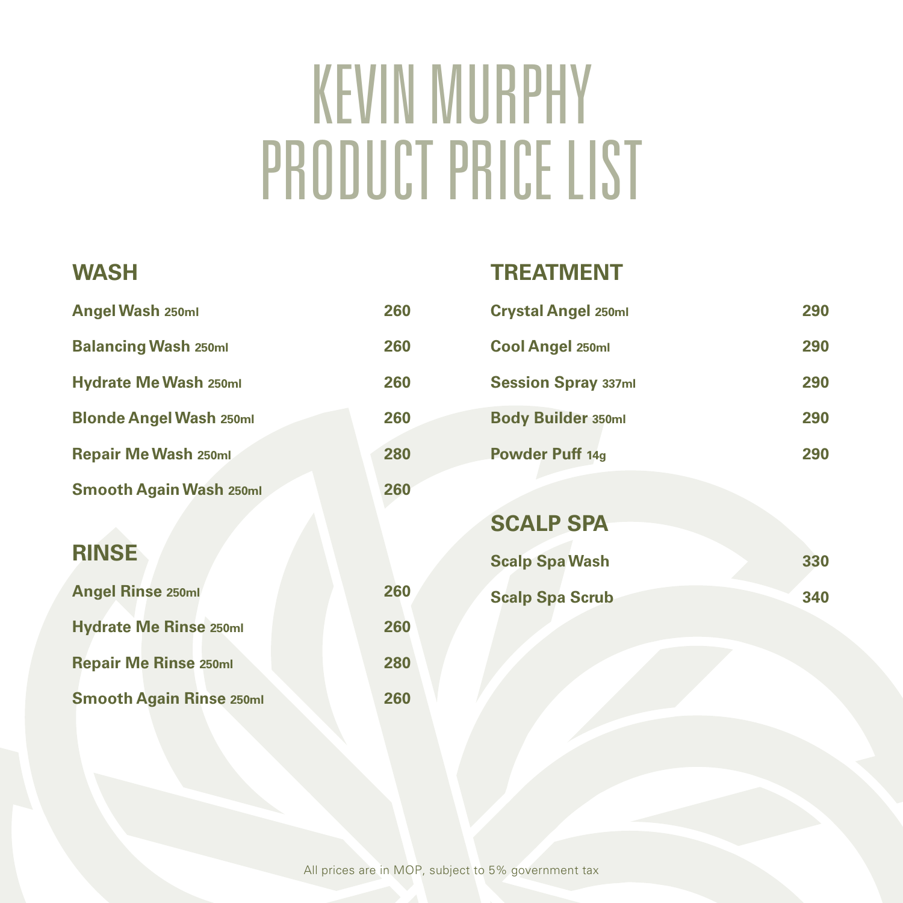# KEVIN MURPHY PRODUCT PRICE LIST

## WASH

| | |
|---|---|
| **Angel Wash** 250ml | 260 |
| **Balancing Wash** 250ml | 260 |
| **Hydrate Me Wash** 250ml | 260 |
| **Blonde Angel Wash** 250ml | 260 |
| **Repair Me Wash** 250ml | 280 |
| **Smooth Again Wash** 250ml | 260 |

## RINSE

| | |
|---|---|
| **Angel Rinse** 250ml | 260 |
| **Hydrate Me Rinse** 250ml | 260 |
| **Repair Me Rinse** 250ml | 280 |
| **Smooth Again Rinse** 250ml | 260 |

## TREATMENT

| | |
|---|---|
| **Crystal Angel** 250ml | 290 |
| **Cool Angel** 250ml | 290 |
| **Session Spray** 337ml | 290 |
| **Body Builder** 350ml | 290 |
| **Powder Puff** 14g | 290 |

## SCALP SPA

| | |
|---|---|
| **Scalp Spa Wash** | 330 |
| **Scalp Spa Scrub** | 340 |

All prices are in MOP, subject to 5% government tax